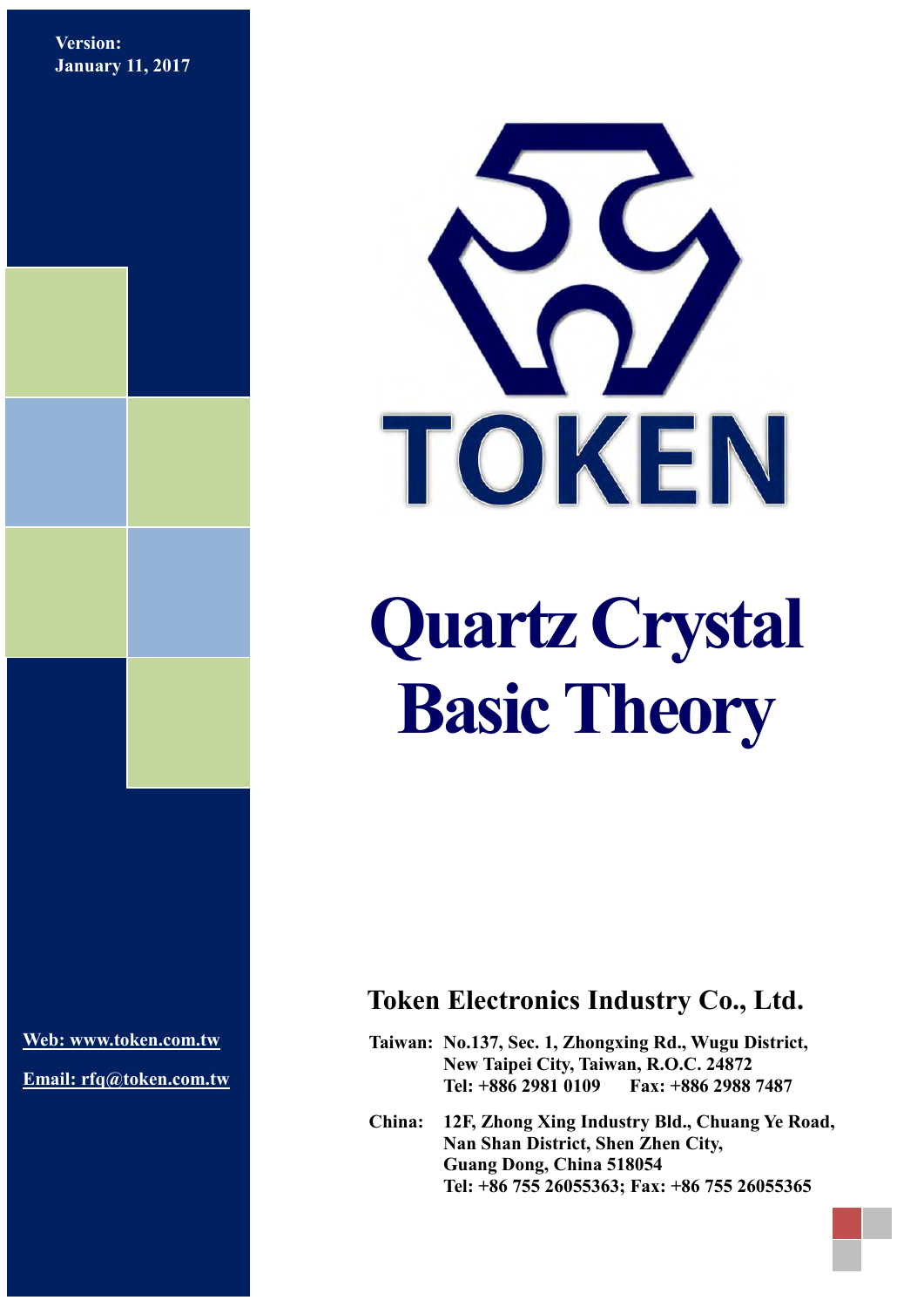**Version:**
**January 11, 2017**

TOKEN

# Quartz Crystal Basic Theory

**Web: www.token.com.tw**

**Email: rfq@token.com.tw**

## Token Electronics Industry Co., Ltd.

**Taiwan:** No.137, Sec. 1, Zhongxing Rd., Wugu District,
New Taipei City, Taiwan, R.O.C. 24872
Tel: +886 2981 0109 Fax: +886 2988 7487

**China:** 12F, Zhong Xing Industry Bld., Chuang Ye Road,
Nan Shan District, Shen Zhen City,
Guang Dong, China 518054
Tel: +86 755 26055363; Fax: +86 755 26055365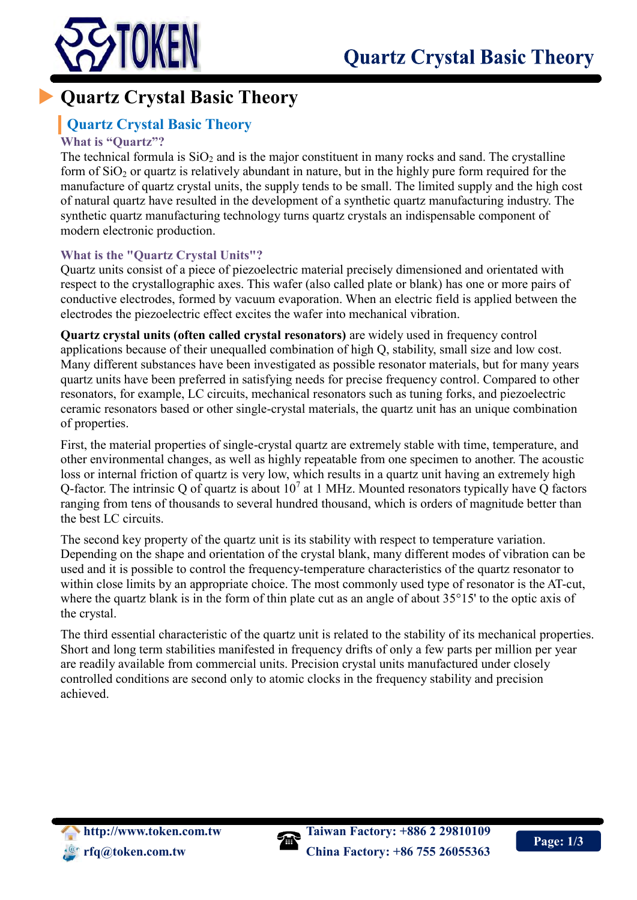# Quartz Crystal Basic Theory

## Quartz Crystal Basic Theory

### What is “Quartz”?

The technical formula is $SiO_2$ and is the major constituent in many rocks and sand. The crystalline form of $SiO_2$ or quartz is relatively abundant in nature, but in the highly pure form required for the manufacture of quartz crystal units, the supply tends to be small. The limited supply and the high cost of natural quartz have resulted in the development of a synthetic quartz manufacturing industry. The synthetic quartz manufacturing technology turns quartz crystals an indispensable component of modern electronic production.

### What is the "Quartz Crystal Units"?

Quartz units consist of a piece of piezoelectric material precisely dimensioned and orientated with respect to the crystallographic axes. This wafer (also called plate or blank) has one or more pairs of conductive electrodes, formed by vacuum evaporation. When an electric field is applied between the electrodes the piezoelectric effect excites the wafer into mechanical vibration.

**Quartz crystal units (often called crystal resonators)** are widely used in frequency control applications because of their unequalled combination of high Q, stability, small size and low cost. Many different substances have been investigated as possible resonator materials, but for many years quartz units have been preferred in satisfying needs for precise frequency control. Compared to other resonators, for example, LC circuits, mechanical resonators such as tuning forks, and piezoelectric ceramic resonators based or other single-crystal materials, the quartz unit has an unique combination of properties.

First, the material properties of single-crystal quartz are extremely stable with time, temperature, and other environmental changes, as well as highly repeatable from one specimen to another. The acoustic loss or internal friction of quartz is very low, which results in a quartz unit having an extremely high Q-factor. The intrinsic Q of quartz is about $10^7$ at 1 MHz. Mounted resonators typically have Q factors ranging from tens of thousands to several hundred thousand, which is orders of magnitude better than the best LC circuits.

The second key property of the quartz unit is its stability with respect to temperature variation. Depending on the shape and orientation of the crystal blank, many different modes of vibration can be used and it is possible to control the frequency-temperature characteristics of the quartz resonator to within close limits by an appropriate choice. The most commonly used type of resonator is the AT-cut, where the quartz blank is in the form of thin plate cut as an angle of about 35°15' to the optic axis of the crystal.

The third essential characteristic of the quartz unit is related to the stability of its mechanical properties. Short and long term stabilities manifested in frequency drifts of only a few parts per million per year are readily available from commercial units. Precision crystal units manufactured under closely controlled conditions are second only to atomic clocks in the frequency stability and precision achieved.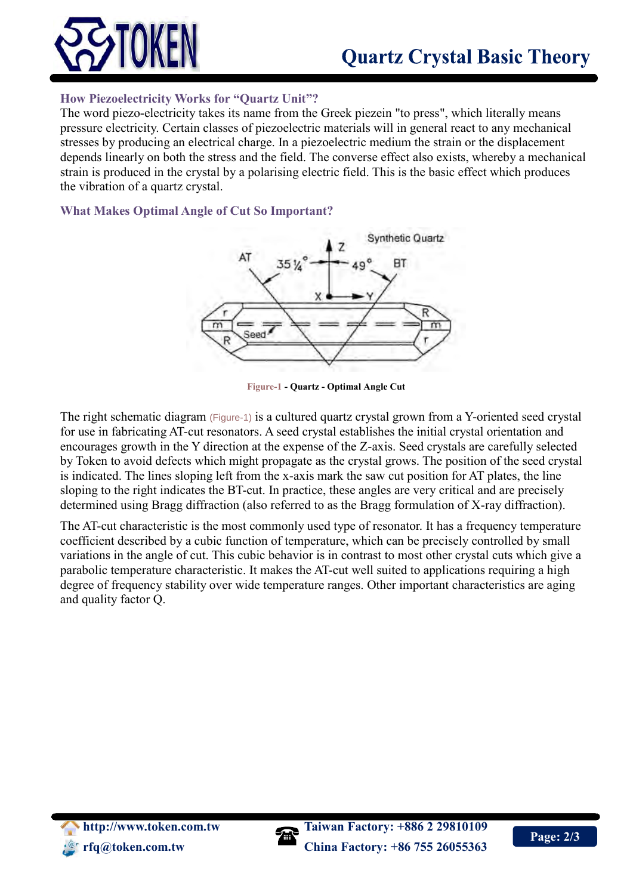### How Piezoelectricity Works for “Quartz Unit”?

The word piezo-electricity takes its name from the Greek piezein "to press", which literally means pressure electricity. Certain classes of piezoelectric materials will in general react to any mechanical stresses by producing an electrical charge. In a piezoelectric medium the strain or the displacement depends linearly on both the stress and the field. The converse effect also exists, whereby a mechanical strain is produced in the crystal by a polarising electric field. This is the basic effect which produces the vibration of a quartz crystal.

### What Makes Optimal Angle of Cut So Important?

**Figure-1 - Quartz - Optimal Angle Cut**

The right schematic diagram (Figure-1) is a cultured quartz crystal grown from a Y-oriented seed crystal for use in fabricating AT-cut resonators. A seed crystal establishes the initial crystal orientation and encourages growth in the Y direction at the expense of the Z-axis. Seed crystals are carefully selected by Token to avoid defects which might propagate as the crystal grows. The position of the seed crystal is indicated. The lines sloping left from the x-axis mark the saw cut position for AT plates, the line sloping to the right indicates the BT-cut. In practice, these angles are very critical and are precisely determined using Bragg diffraction (also referred to as the Bragg formulation of X-ray diffraction).

The AT-cut characteristic is the most commonly used type of resonator. It has a frequency temperature coefficient described by a cubic function of temperature, which can be precisely controlled by small variations in the angle of cut. This cubic behavior is in contrast to most other crystal cuts which give a parabolic temperature characteristic. It makes the AT-cut well suited to applications requiring a high degree of frequency stability over wide temperature ranges. Other important characteristics are aging and quality factor Q.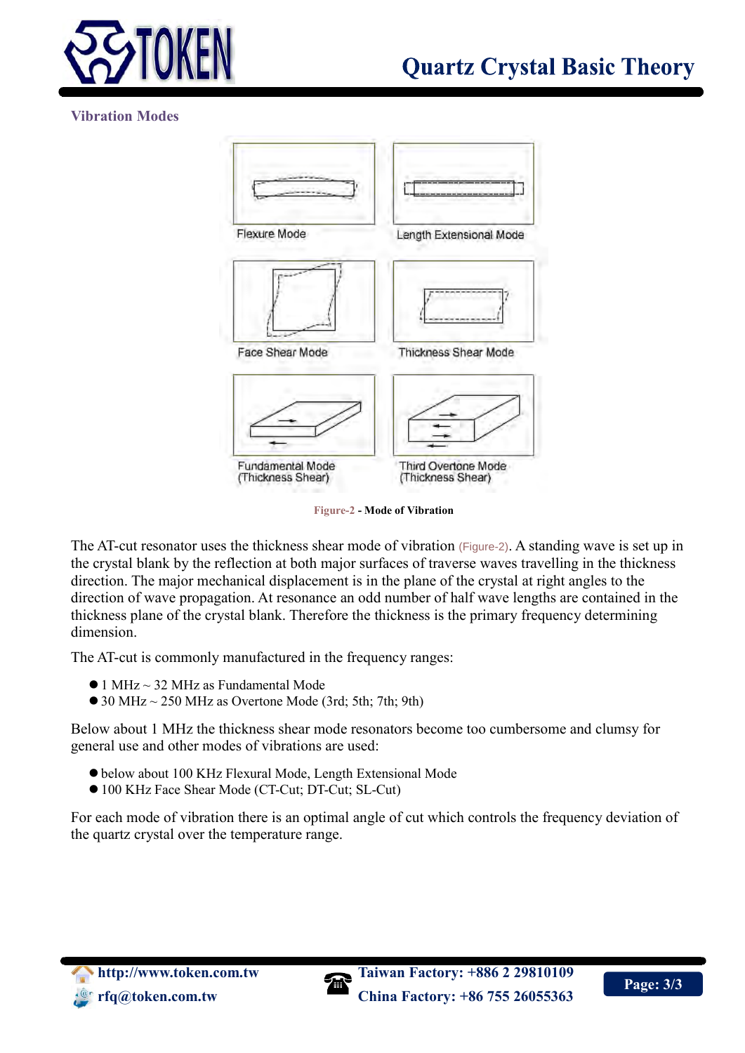## Vibration Modes

Flexure Mode

Length Extensional Mode

Face Shear Mode

Thickness Shear Mode

Fundamental Mode
(Thickness Shear)

Third Overtone Mode
(Thickness Shear)

Figure-2 - **Mode of Vibration**

The AT-cut resonator uses the thickness shear mode of vibration (Figure-2). A standing wave is set up in the crystal blank by the reflection at both major surfaces of traverse waves travelling in the thickness direction. The major mechanical displacement is in the plane of the crystal at right angles to the direction of wave propagation. At resonance an odd number of half wave lengths are contained in the thickness plane of the crystal blank. Therefore the thickness is the primary frequency determining dimension.

The AT-cut is commonly manufactured in the frequency ranges:

- 1 MHz ~ 32 MHz as Fundamental Mode
- 30 MHz ~ 250 MHz as Overtone Mode (3rd; 5th; 7th; 9th)

Below about 1 MHz the thickness shear mode resonators become too cumbersome and clumsy for general use and other modes of vibrations are used:

- below about 100 KHz Flexural Mode, Length Extensional Mode
- 100 KHz Face Shear Mode (CT-Cut; DT-Cut; SL-Cut)

For each mode of vibration there is an optimal angle of cut which controls the frequency deviation of the quartz crystal over the temperature range.

**http://www.token.com.tw**
**rfq@token.com.tw**

**Taiwan Factory: +886 2 29810109**
**China Factory: +86 755 26055363**